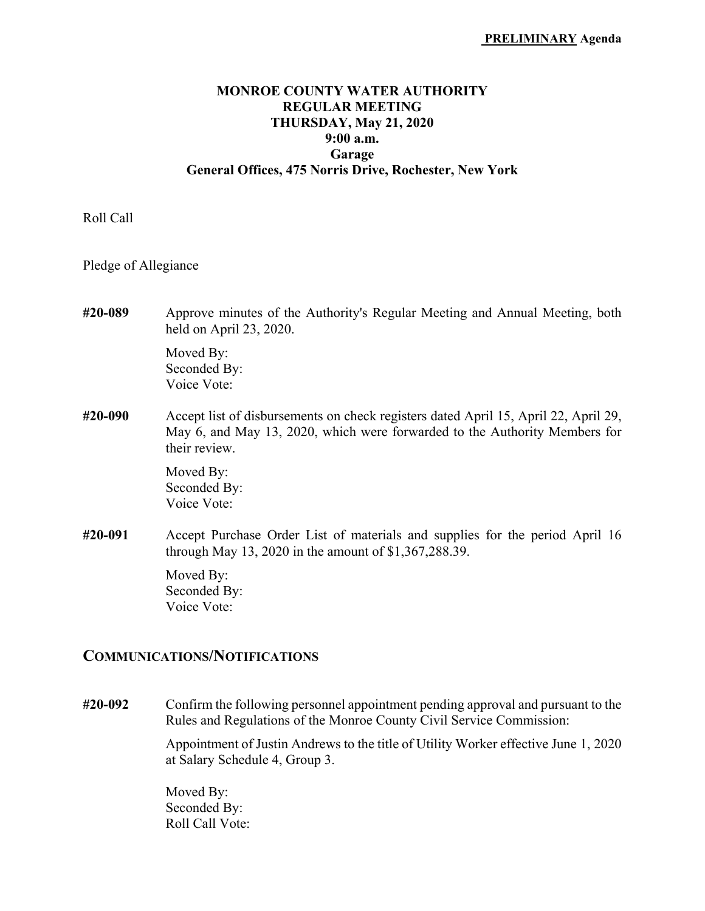**PRELIMINARY Agenda**

# MONROE COUNTY WATER AUTHORITY
## REGULAR MEETING
## THURSDAY, May 21, 2020
## 9:00 a.m.
## Garage
## General Offices, 475 Norris Drive, Rochester, New York

Roll Call

Pledge of Allegiance

**#20-089** Approve minutes of the Authority's Regular Meeting and Annual Meeting, both held on April 23, 2020.

Moved By:
Seconded By:
Voice Vote:

**#20-090** Accept list of disbursements on check registers dated April 15, April 22, April 29, May 6, and May 13, 2020, which were forwarded to the Authority Members for their review.

Moved By:
Seconded By:
Voice Vote:

**#20-091** Accept Purchase Order List of materials and supplies for the period April 16 through May 13, 2020 in the amount of $1,367,288.39.

Moved By:
Seconded By:
Voice Vote:

## COMMUNICATIONS/NOTIFICATIONS

**#20-092** Confirm the following personnel appointment pending approval and pursuant to the Rules and Regulations of the Monroe County Civil Service Commission:

Appointment of Justin Andrews to the title of Utility Worker effective June 1, 2020 at Salary Schedule 4, Group 3.

Moved By:
Seconded By:
Roll Call Vote: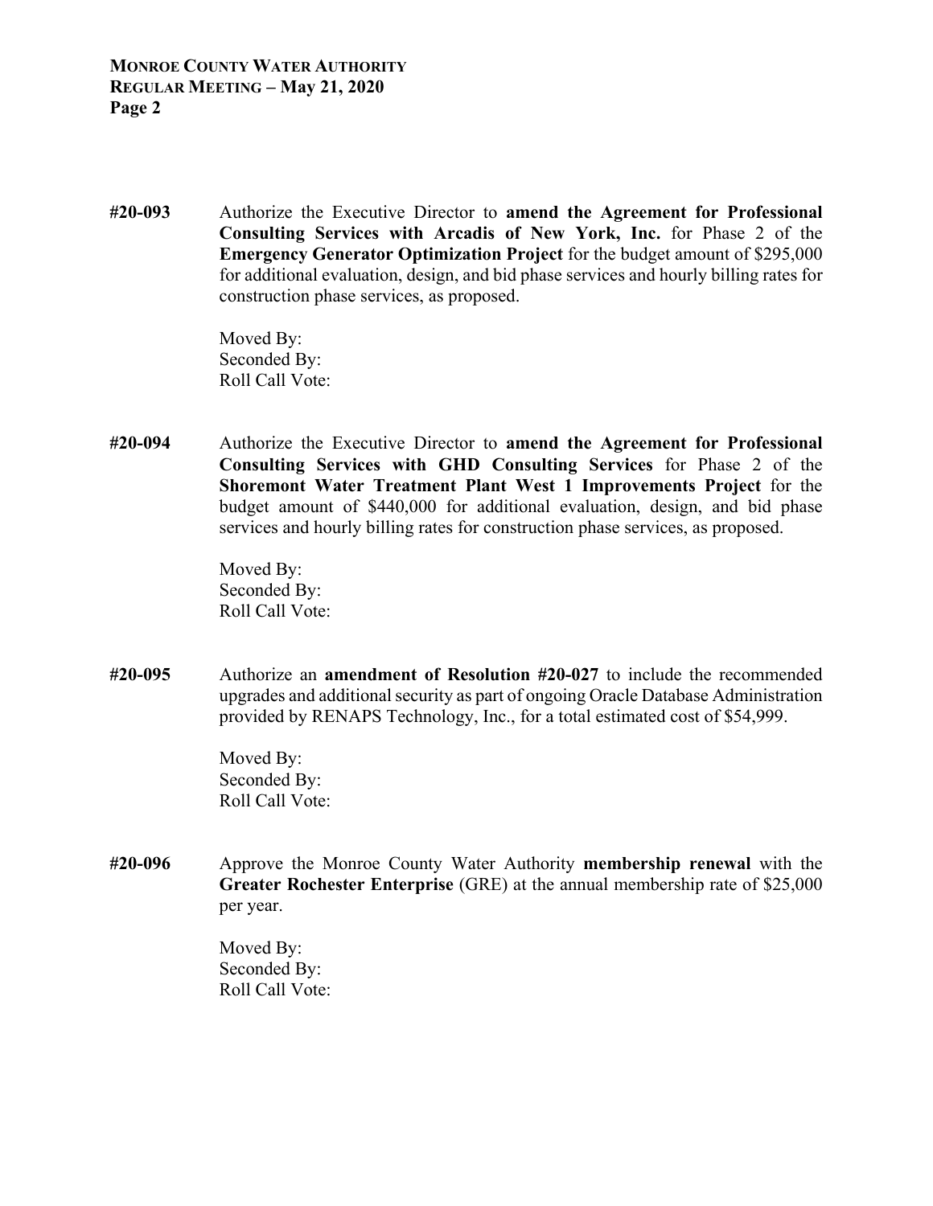**#20-093** Authorize the Executive Director to **amend the Agreement for Professional Consulting Services with Arcadis of New York, Inc.** for Phase 2 of the **Emergency Generator Optimization Project** for the budget amount of $295,000 for additional evaluation, design, and bid phase services and hourly billing rates for construction phase services, as proposed.

Moved By:
Seconded By:
Roll Call Vote:

**#20-094** Authorize the Executive Director to **amend the Agreement for Professional Consulting Services with GHD Consulting Services** for Phase 2 of the **Shoremont Water Treatment Plant West 1 Improvements Project** for the budget amount of $440,000 for additional evaluation, design, and bid phase services and hourly billing rates for construction phase services, as proposed.

Moved By:
Seconded By:
Roll Call Vote:

**#20-095** Authorize an **amendment of Resolution #20-027** to include the recommended upgrades and additional security as part of ongoing Oracle Database Administration provided by RENAPS Technology, Inc., for a total estimated cost of $54,999.

Moved By:
Seconded By:
Roll Call Vote:

**#20-096** Approve the Monroe County Water Authority **membership renewal** with the **Greater Rochester Enterprise** (GRE) at the annual membership rate of $25,000 per year.

Moved By:
Seconded By:
Roll Call Vote: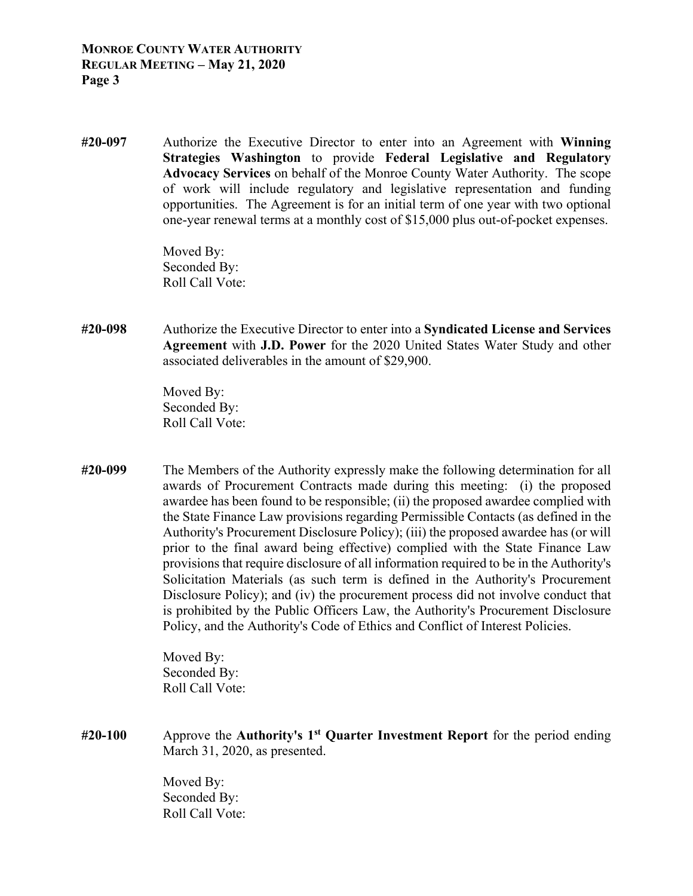**#20-097** Authorize the Executive Director to enter into an Agreement with **Winning Strategies Washington** to provide **Federal Legislative and Regulatory Advocacy Services** on behalf of the Monroe County Water Authority. The scope of work will include regulatory and legislative representation and funding opportunities. The Agreement is for an initial term of one year with two optional one-year renewal terms at a monthly cost of $15,000 plus out-of-pocket expenses.

Moved By:
Seconded By:
Roll Call Vote:

**#20-098** Authorize the Executive Director to enter into a **Syndicated License and Services Agreement** with **J.D. Power** for the 2020 United States Water Study and other associated deliverables in the amount of $29,900.

Moved By:
Seconded By:
Roll Call Vote:

**#20-099** The Members of the Authority expressly make the following determination for all awards of Procurement Contracts made during this meeting: (i) the proposed awardee has been found to be responsible; (ii) the proposed awardee complied with the State Finance Law provisions regarding Permissible Contacts (as defined in the Authority's Procurement Disclosure Policy); (iii) the proposed awardee has (or will prior to the final award being effective) complied with the State Finance Law provisions that require disclosure of all information required to be in the Authority's Solicitation Materials (as such term is defined in the Authority's Procurement Disclosure Policy); and (iv) the procurement process did not involve conduct that is prohibited by the Public Officers Law, the Authority's Procurement Disclosure Policy, and the Authority's Code of Ethics and Conflict of Interest Policies.

Moved By:
Seconded By:
Roll Call Vote:

**#20-100** Approve the **Authority's 1st Quarter Investment Report** for the period ending March 31, 2020, as presented.

Moved By:
Seconded By:
Roll Call Vote: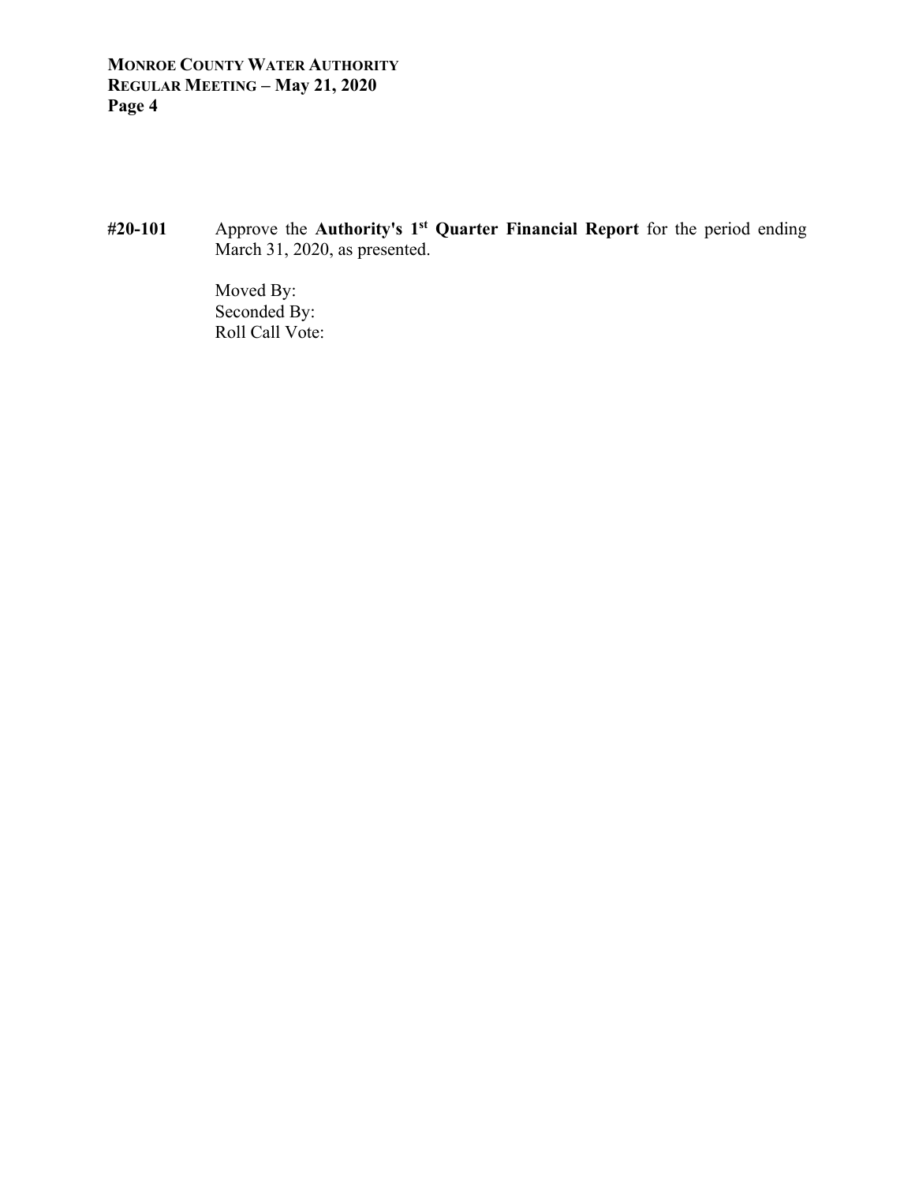**#20-101** Approve the **Authority's 1st Quarter Financial Report** for the period ending March 31, 2020, as presented.

Moved By:
Seconded By:
Roll Call Vote: